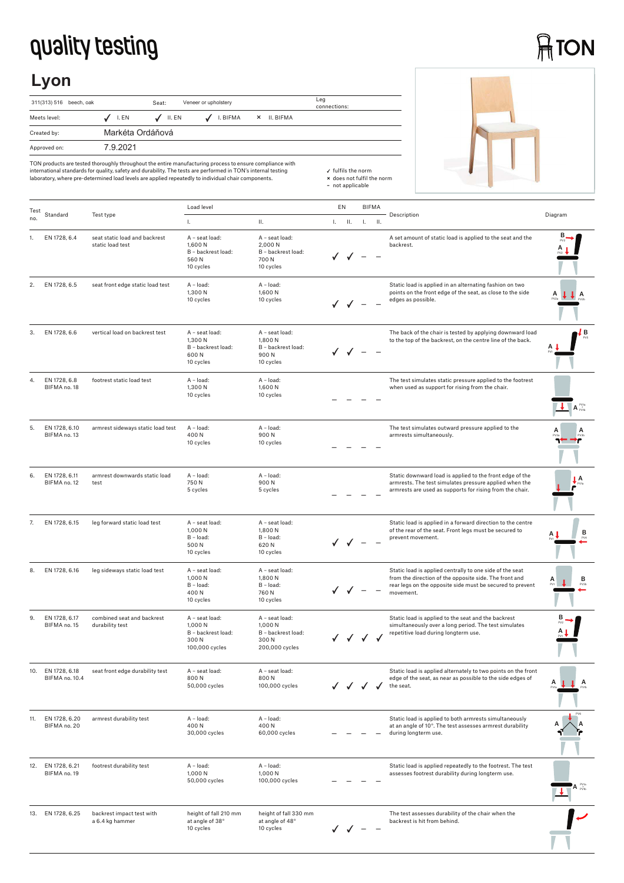# quality testing

TON

## Lyon

| 311(313) 516 beech, oak | Seat: | Veneer or upholstery | Leg connections: |
|---|---|---|---|
| Meets level: | ✓ I. EN ✓ II. EN | ✓ I. BIFMA × II. BIFMA | |
| Created by: | Markéta Ordáňová | | |
| Approved on: | 7.9.2021 | | |

TON products are tested thoroughly throughout the entire manufacturing process to ensure compliance with international standards for quality, safety and durability. The tests are performed in TON's internal testing laboratory, where pre-determined load levels are applied repeatedly to individual chair components.

✓ fulfils the norm
× does not fulfil the norm
– not applicable

| Test no. | Standard | Test type | Load level I. | Load level II. | EN I. | EN II. | BIFMA I. | BIFMA II. | Description | Diagram |
|---|---|---|---|---|---|---|---|---|---|---|
| 1. | EN 1728, 6.4 | seat static load and backrest static load test | A – seat load: 1,600 N<br>B – backrest load: 560 N<br>10 cycles | A – seat load: 2,000 N<br>B – backrest load: 700 N<br>10 cycles | ✓ | ✓ | – | – | A set amount of static load is applied to the seat and the backrest. | |
| 2. | EN 1728, 6.5 | seat front edge static load test | A – load: 1,300 N<br>10 cycles | A – load: 1,600 N<br>10 cycles | ✓ | ✓ | – | – | Static load is applied in an alternating fashion on two points on the front edge of the seat, as close to the side edges as possible. | |
| 3. | EN 1728, 6.6 | vertical load on backrest test | A – seat load: 1,300 N<br>B – backrest load: 600 N<br>10 cycles | A – seat load: 1,800 N<br>B – backrest load: 900 N<br>10 cycles | ✓ | ✓ | – | – | The back of the chair is tested by applying downward load to the top of the backrest, on the centre line of the back. | |
| 4. | EN 1728, 6.8<br>BIFMA no. 18 | footrest static load test | A – load: 1,300 N<br>10 cycles | A – load: 1,600 N<br>10 cycles | – | – | – | – | The test simulates static pressure applied to the footrest when used as support for rising from the chair. | |
| 5. | EN 1728, 6.10<br>BIFMA no. 13 | armrest sideways static load test | A – load: 400 N<br>10 cycles | A – load: 900 N<br>10 cycles | – | – | – | – | The test simulates outward pressure applied to the armrests simultaneously. | |
| 6. | EN 1728, 6.11<br>BIFMA no. 12 | armrest downwards static load test | A – load: 750 N<br>5 cycles | A – load: 900 N<br>5 cycles | – | – | – | – | Static downward load is applied to the front edge of the armrests. The test simulates pressure applied when the armrests are used as supports for rising from the chair. | |
| 7. | EN 1728, 6.15 | leg forward static load test | A – seat load: 1,000 N<br>B – load: 500 N<br>10 cycles | A – seat load: 1,800 N<br>B – load: 620 N<br>10 cycles | ✓ | ✓ | – | – | Static load is applied in a forward direction to the centre of the rear of the seat. Front legs must be secured to prevent movement. | |
| 8. | EN 1728, 6.16 | leg sideways static load test | A – seat load: 1,000 N<br>B – load: 400 N<br>10 cycles | A – seat load: 1,800 N<br>B – load: 760 N<br>10 cycles | ✓ | ✓ | – | – | Static load is applied centrally to one side of the seat from the direction of the opposite side. The front and rear legs on the opposite side must be secured to prevent movement. | |
| 9. | EN 1728, 6.17<br>BIFMA no. 15 | combined seat and backrest durability test | A – seat load: 1,000 N<br>B – backrest load: 300 N<br>100,000 cycles | A – seat load: 1,000 N<br>B – backrest load: 300 N<br>200,000 cycles | ✓ | ✓ | ✓ | ✓ | Static load is applied to the seat and the backrest simultaneously over a long period. The test simulates repetitive load during longterm use. | |
| 10. | EN 1728, 6.18<br>BIFMA no. 10.4 | seat front edge durability test | A – seat load: 800 N<br>50,000 cycles | A – seat load: 800 N<br>100,000 cycles | ✓ | ✓ | ✓ | ✓ | Static load is applied alternately to two points on the front edge of the seat, as near as possible to the side edges of the seat. | |
| 11. | EN 1728, 6.20<br>BIFMA no. 20 | armrest durability test | A – load: 400 N<br>30,000 cycles | A – load: 400 N<br>60,000 cycles | – | – | – | – | Static load is applied to both armrests simultaneously at an angle of 10°. The test assesses armrest durability during longterm use. | |
| 12. | EN 1728, 6.21<br>BIFMA no. 19 | footrest durability test | A – load: 1,000 N<br>50,000 cycles | A – load: 1,000 N<br>100,000 cycles | – | – | – | – | Static load is applied repeatedly to the footrest. The test assesses footrest durability during longterm use. | |
| 13. | EN 1728, 6.25 | backrest impact test with a 6.4 kg hammer | height of fall 210 mm at angle of 38°<br>10 cycles | height of fall 330 mm at angle of 48°<br>10 cycles | ✓ | ✓ | – | – | The test assesses durability of the chair when the backrest is hit from behind. | |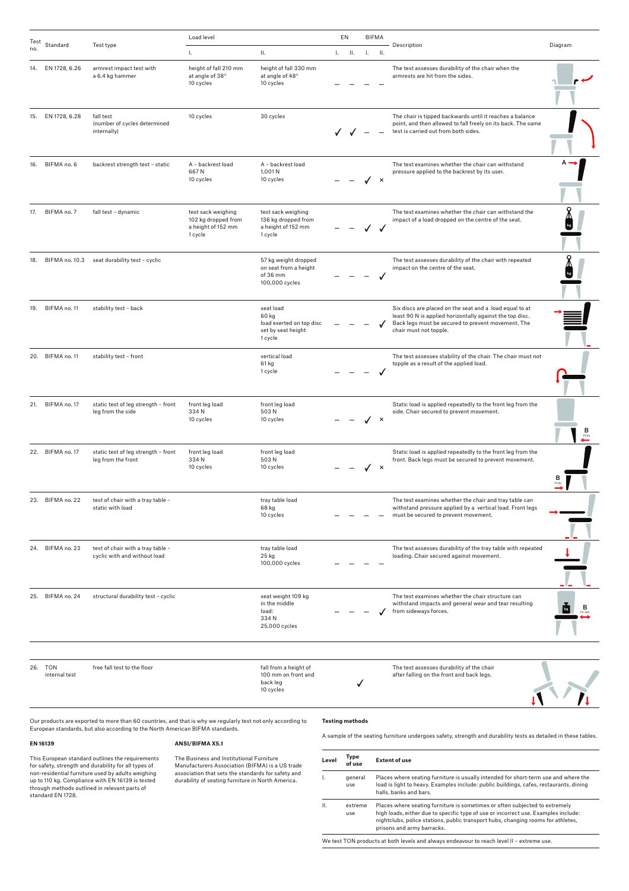| Test no. | Standard | Test type | Load level I. | Load level II. | EN I. | EN II. | BIFMA I. | BIFMA II. | Description | Diagram |
|---|---|---|---|---|---|---|---|---|---|---|
| 14. | EN 1728, 6.26 | armrest impact test with a 6.4 kg hammer | height of fall 210 mm at angle of 38° 10 cycles | height of fall 330 mm at angle of 48° 10 cycles | – | – | – | – | The test assesses durability of the chair when the armrests are hit from the sides. | |
| 15. | EN 1728, 6.28 | fall test (number of cycles determined internally) | 10 cycles | 30 cycles | ✓ | ✓ | – | – | The chair is tipped backwards until it reaches a balance point, and then allowed to fall freely on its back. The same test is carried out from both sides. | |
| 16. | BIFMA no. 6 | backrest strength test – static | A – backrest load 667 N 10 cycles | A – backrest load 1,001 N 10 cycles | – | – | ✓ | × | The test examines whether the chair can withstand pressure applied to the backrest by its user. | A |
| 17. | BIFMA no. 7 | fall test – dynamic | test sack weighing 102 kg dropped from a height of 152 mm 1 cycle | test sack weighing 136 kg dropped from a height of 152 mm 1 cycle | – | – | ✓ | ✓ | The test examines whether the chair can withstand the impact of a load dropped on the centre of the seat. | kg |
| 18. | BIFMA no. 10.3 | seat durability test – cyclic | | 57 kg weight dropped on seat from a height of 36 mm 100,000 cycles | – | – | – | ✓ | The test assesses durability of the chair with repeated impact on the centre of the seat. | kg |
| 19. | BIFMA no. 11 | stability test – back | | seat load 60 kg load exerted on top disc set by seat height 1 cycle | – | – | – | ✓ | Six discs are placed on the seat and a load equal to at least 90 N is applied horizontally against the top disc. Back legs must be secured to prevent movement. The chair must not topple. | |
| 20. | BIFMA no. 11 | stability test – front | | vertical load 61 kg 1 cycle | – | – | – | ✓ | The test assesses stability of the chair. The chair must not topple as a result of the applied load. | |
| 21. | BIFMA no. 17 | static test of leg strength – front leg from the side | front leg load 334 N 10 cycles | front leg load 503 N 10 cycles | – | – | ✓ | × | Static load is applied repeatedly to the front leg from the side. Chair secured to prevent movement. | B PV35 |
| 22. | BIFMA no. 17 | static test of leg strength – front leg from the front | front leg load 334 N 10 cycles | front leg load 503 N 10 cycles | – | – | ✓ | × | Static load is applied repeatedly to the front leg from the front. Back legs must be secured to prevent movement. | B PV35 |
| 23. | BIFMA no. 22 | test of chair with a tray table – static with load | | tray table load 68 kg 10 cycles | – | – | – | – | The test examines whether the chair and tray table can withstand pressure applied by a vertical load. Front legs must be secured to prevent movement. | |
| 24. | BIFMA no. 23 | test of chair with a tray table – cyclic with and without load | | tray table load 25 kg 100,000 cycles | – | – | – | – | The test assesses durability of the tray table with repeated loading. Chair secured against movement. | |
| 25. | BIFMA no. 24 | structural durability test – cyclic | | seat weight 109 kg in the middle load: 334 N 25,000 cycles | – | – | – | ✓ | The test examines whether the chair structure can withstand impacts and general wear and tear resulting from sideways forces. | kg B PV35ab |
| 26. | TON internal test | free fall test to the floor | | fall from a height of 100 mm on front and back leg 10 cycles | | ✓ | | | The test assesses durability of the chair after falling on the front and back legs. | |

Our products are exported to more than 60 countries, and that is why we regularly test not only according to European standards, but also according to the North American BIFMA standards.

### EN 16139

This European standard outlines the requirements for safety, strength and durability for all types of non-residential furniture used by adults weighing up to 110 kg. Compliance with EN 16139 is tested through methods outlined in relevant parts of standard EN 1728.

### ANSI/BIFMA X5.1

The Business and Institutional Furniture Manufacturers Association (BIFMA) is a US trade association that sets the standards for safety and durability of seating furniture in North America.

### Testing methods

A sample of the seating furniture undergoes safety, strength and durability tests as detailed in these tables.

| Level | Type of use | Extent of use |
|---|---|---|
| I. | general use | Places where seating furniture is usually intended for short-term use and where the load is light to heavy. Examples include: public buildings, cafes, restaurants, dining halls, banks and bars. |
| II. | extreme use | Places where seating furniture is sometimes or often subjected to extremely high loads, either due to specific type of use or incorrect use. Examples include: nightclubs, police stations, public transport hubs, changing rooms for athletes, prisons and army barracks. |

We test TON products at both levels and always endeavour to reach level II – extreme use.